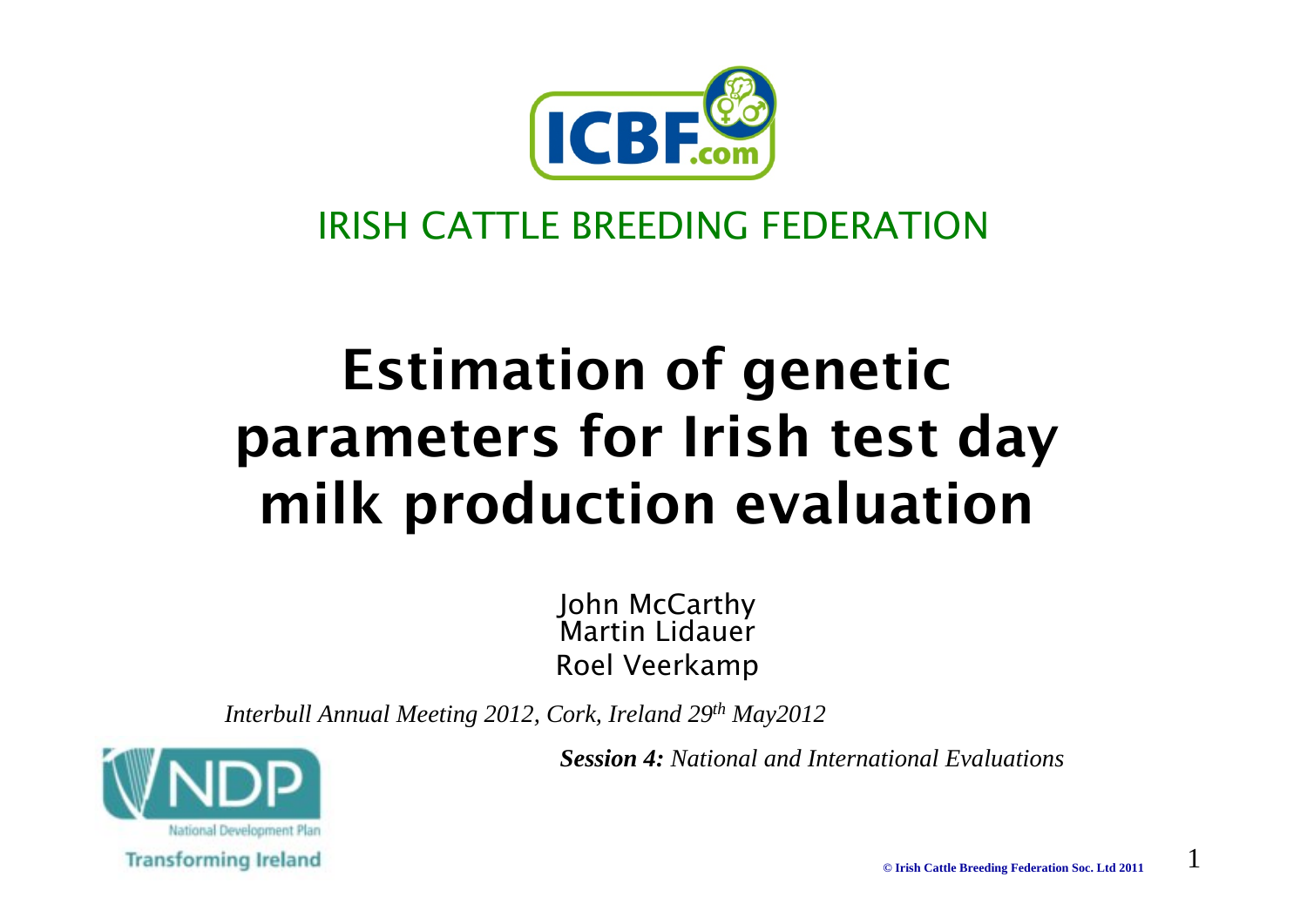IRISH CATTLE BREEDING FEDERATION

# Estimation of genetic parameters for Irish test day milk production evaluation

John McCarthy
Martin Lidauer
Roel Veerkamp

*Interbull Annual Meeting 2012, Cork, Ireland 29th May2012*

***Session 4:*** *National and International Evaluations*

National Development Plan
Transforming Ireland

© Irish Cattle Breeding Federation Soc. Ltd 2011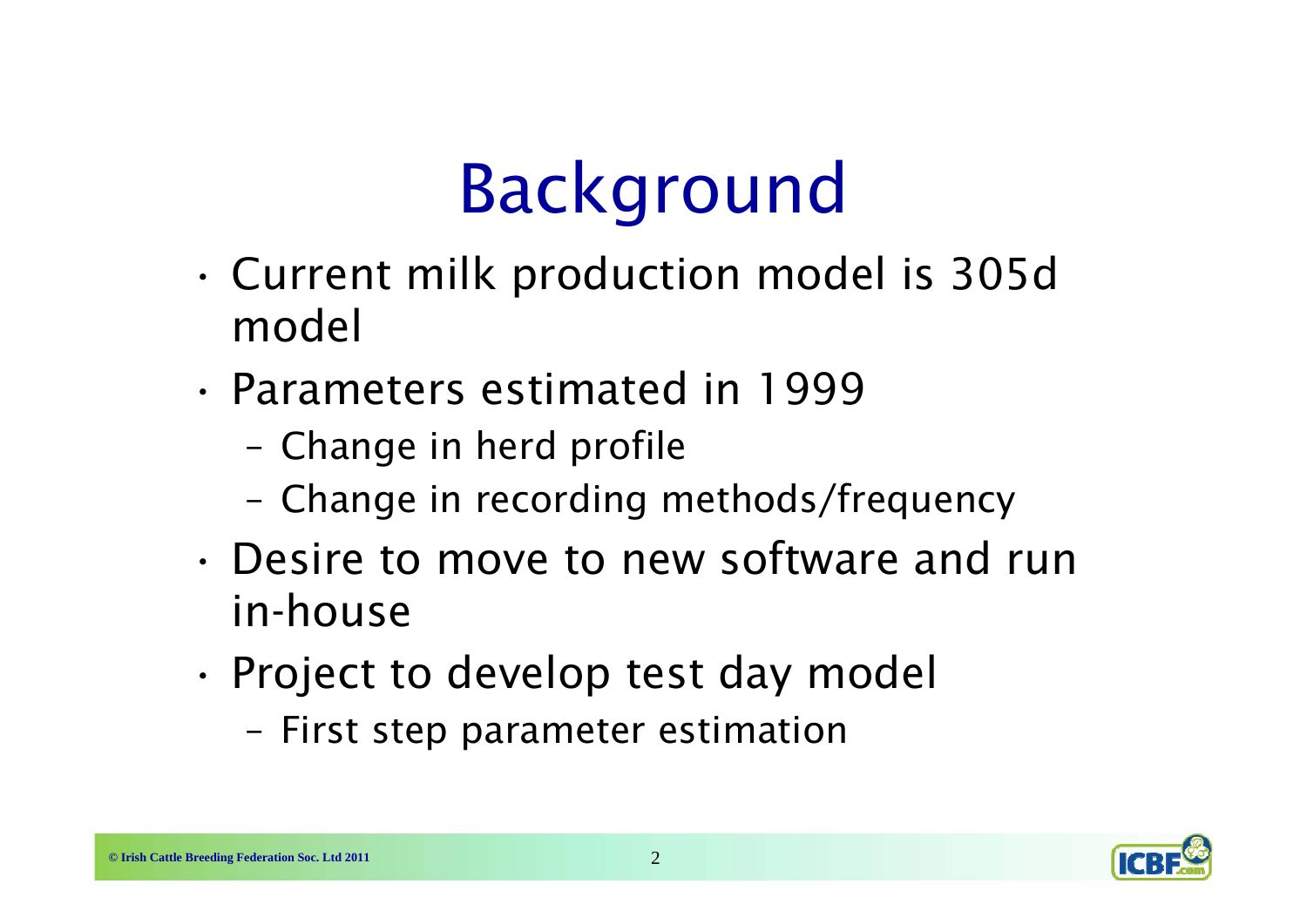# Background

- Current milk production model is 305d model
- Parameters estimated in 1999
  - Change in herd profile
  - Change in recording methods/frequency
- Desire to move to new software and run in-house
- Project to develop test day model
  - First step parameter estimation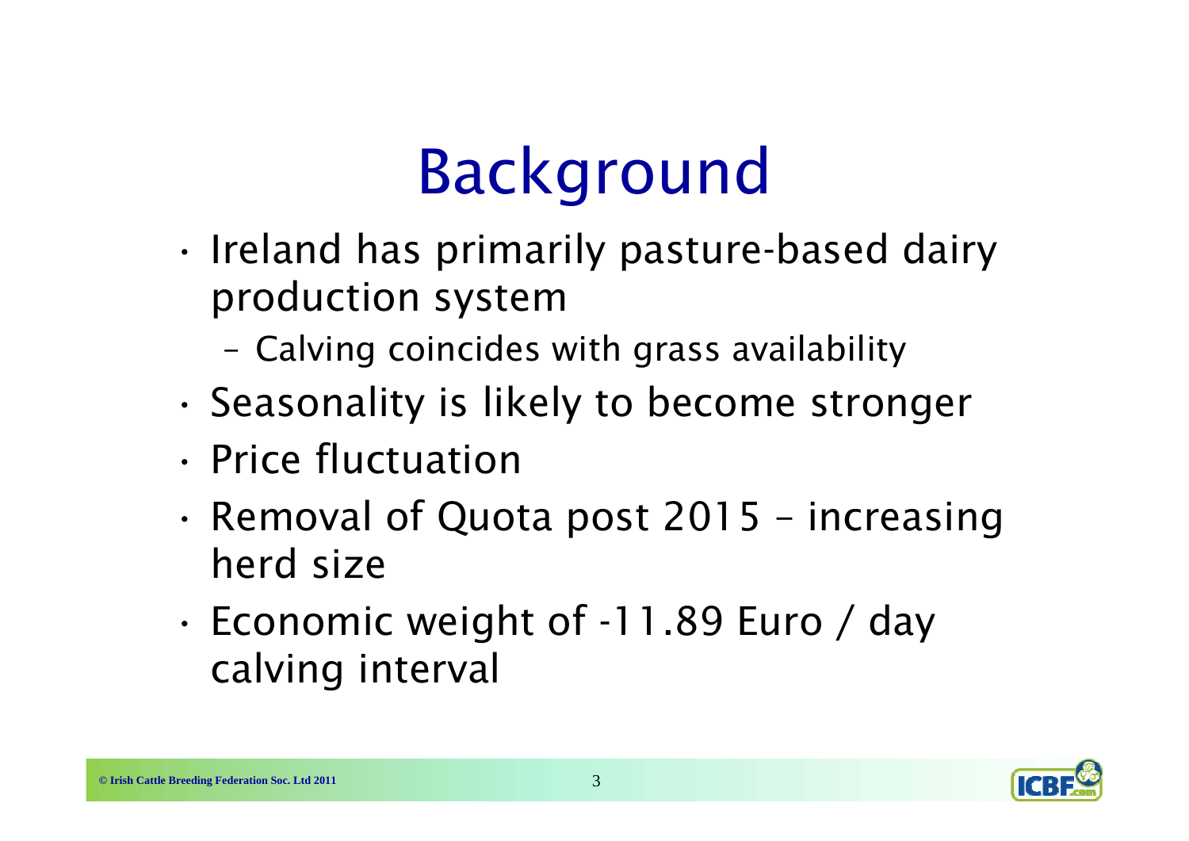# Background

- Ireland has primarily pasture-based dairy production system
  - Calving coincides with grass availability
- Seasonality is likely to become stronger
- Price fluctuation
- Removal of Quota post 2015 – increasing herd size
- Economic weight of -11.89 Euro / day calving interval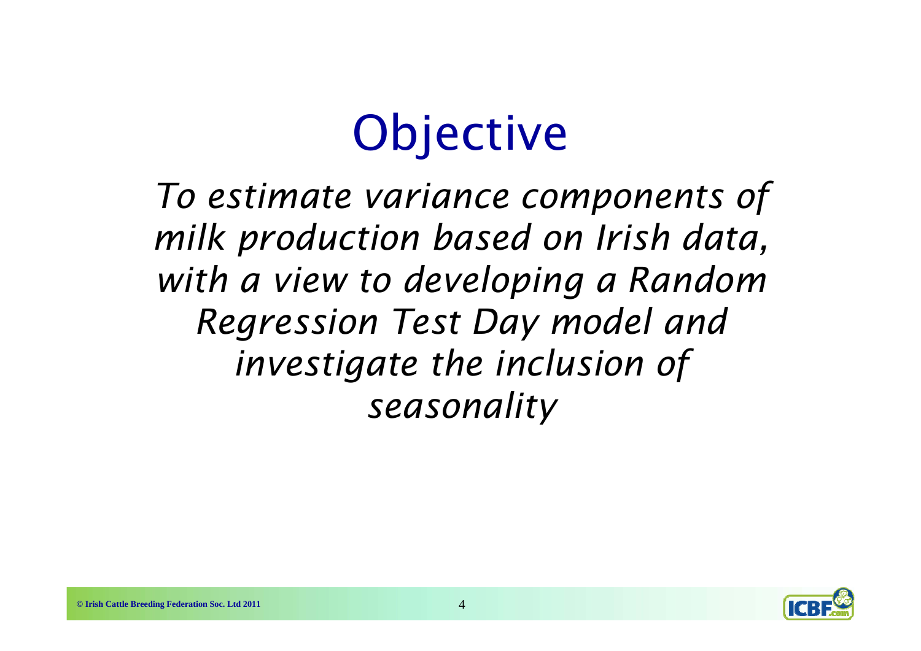# Objective

*To estimate variance components of milk production based on Irish data, with a view to developing a Random Regression Test Day model and investigate the inclusion of seasonality*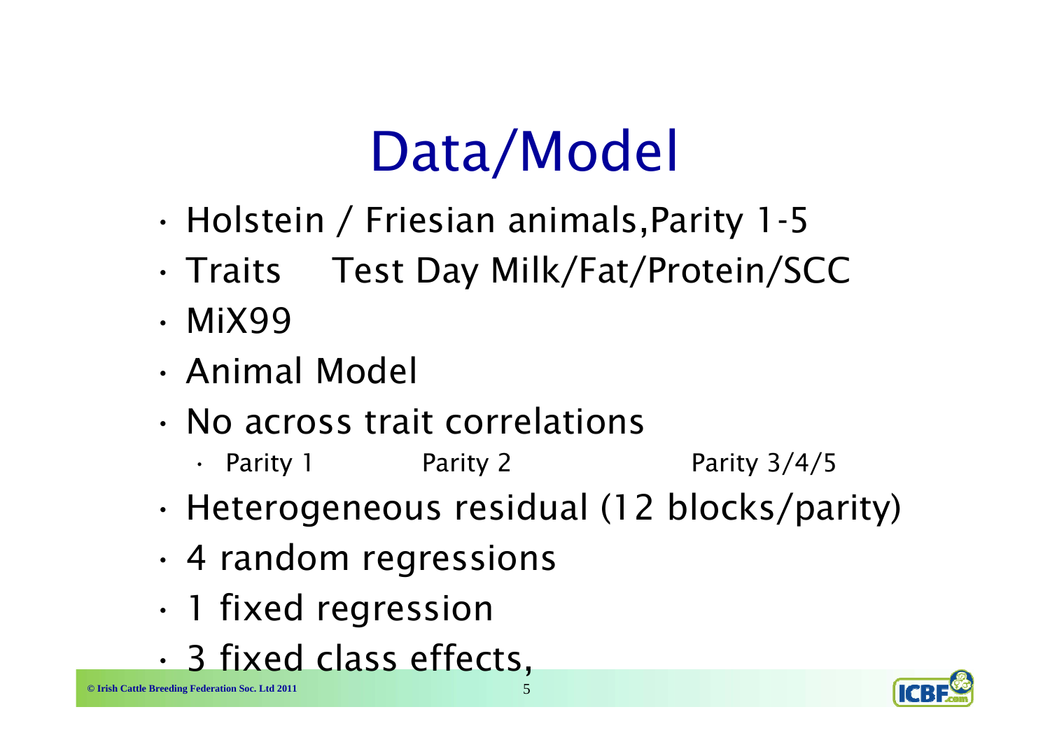# Data/Model

- Holstein / Friesian animals,Parity 1-5
- Traits    Test Day Milk/Fat/Protein/SCC
- MiX99
- Animal Model
- No across trait correlations
  - Parity 1        Parity 2        Parity 3/4/5
- Heterogeneous residual (12 blocks/parity)
- 4 random regressions
- 1 fixed regression
- 3 fixed class effects,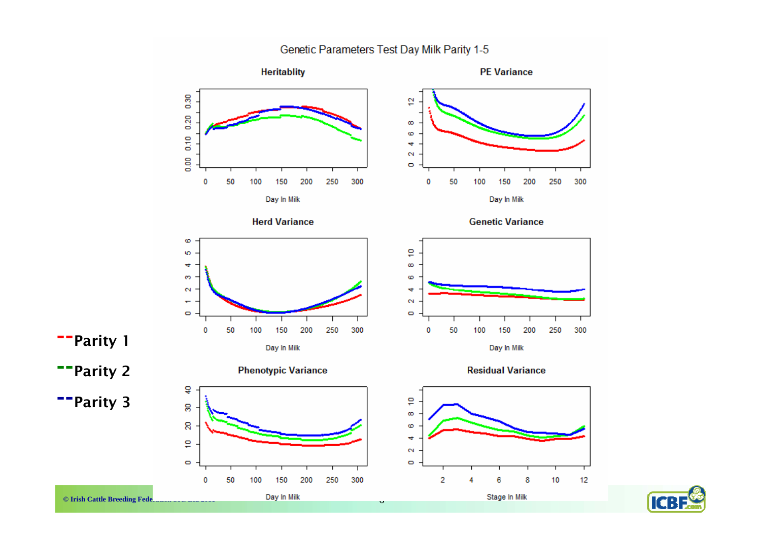# Genetic Parameters Test Day Milk Parity 1-5

**Heritablity**

**PE Variance**

**Herd Variance**

**Genetic Variance**

**Phenotypic Variance**

**Residual Variance**

--Parity 1

--Parity 2

--Parity 3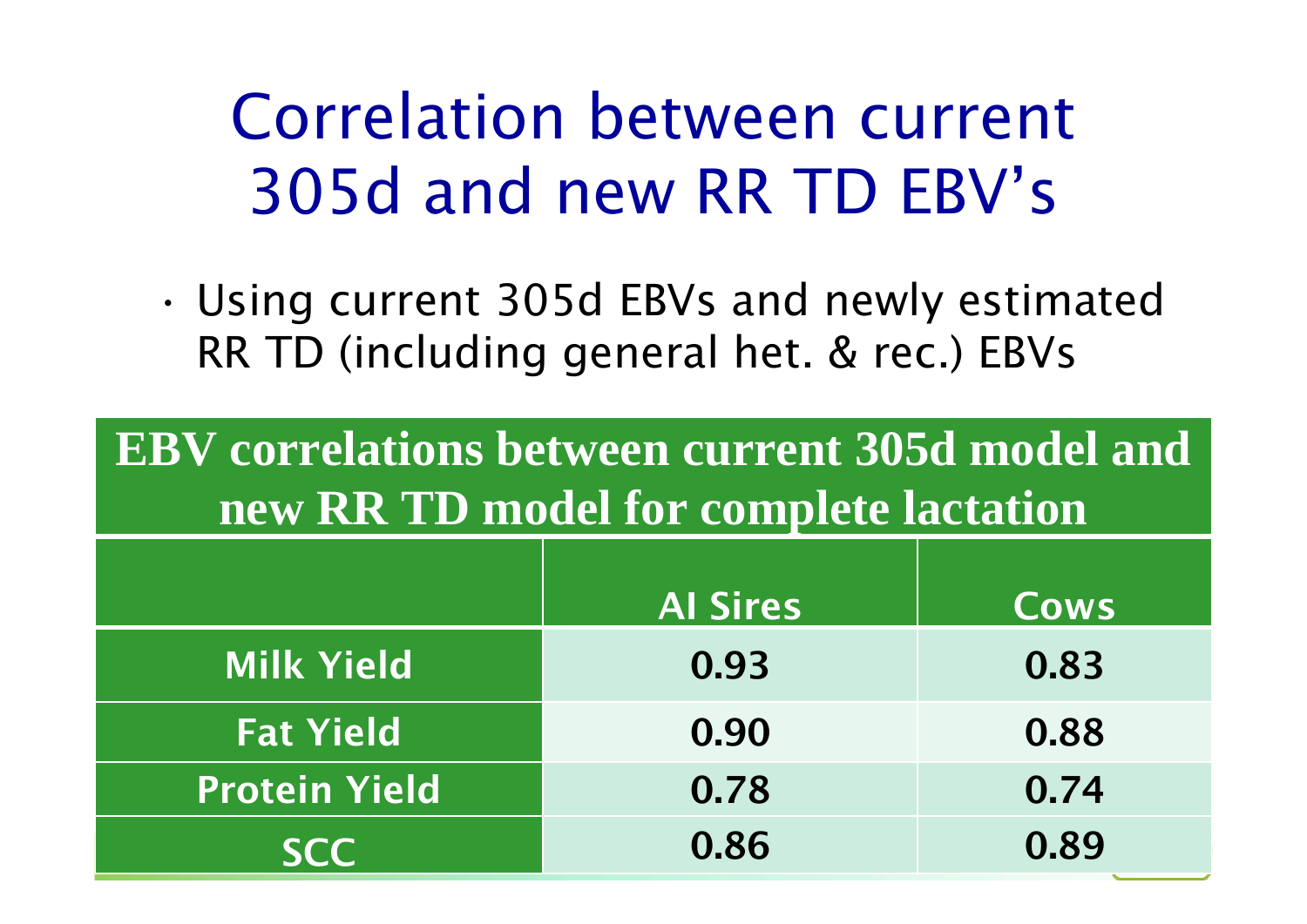# Correlation between current 305d and new RR TD EBV's

- Using current 305d EBVs and newly estimated RR TD (including general het. & rec.) EBVs

**EBV correlations between current 305d model and new RR TD model for complete lactation**

| | AI Sires | Cows |
|---|---|---|
| Milk Yield | 0.93 | 0.83 |
| Fat Yield | 0.90 | 0.88 |
| Protein Yield | 0.78 | 0.74 |
| SCC | 0.86 | 0.89 |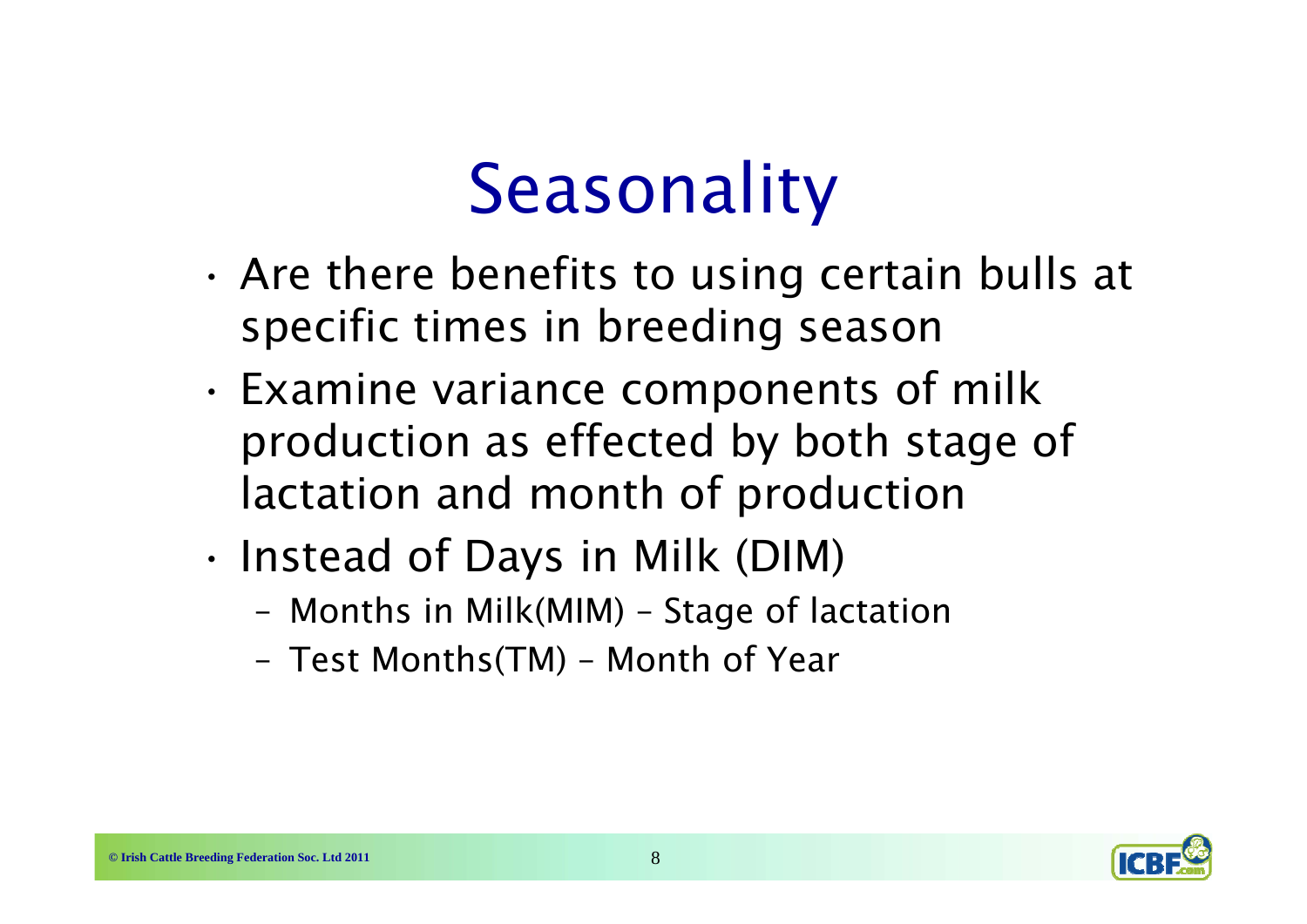# Seasonality

- Are there benefits to using certain bulls at specific times in breeding season
- Examine variance components of milk production as effected by both stage of lactation and month of production
- Instead of Days in Milk (DIM)
  - Months in Milk(MIM) – Stage of lactation
  - Test Months(TM) – Month of Year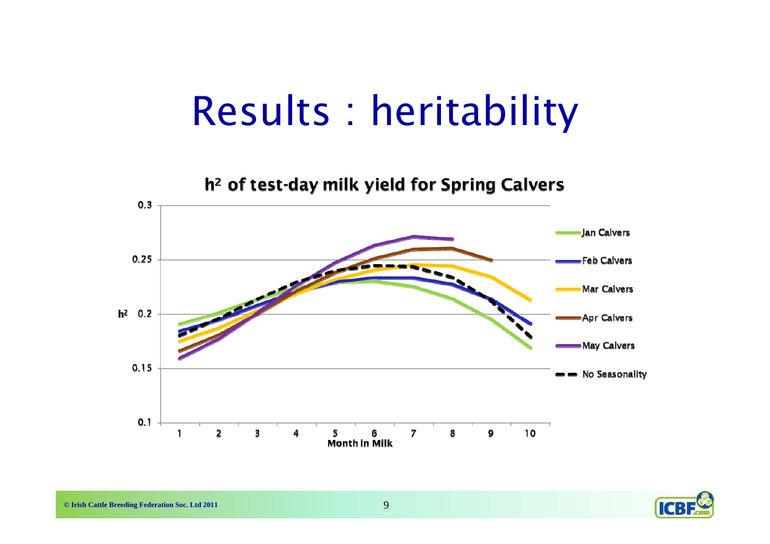# Results : heritability

**$h^2$ of test-day milk yield for Spring Calvers**

$h^2$

0.3
0.25
0.2
0.15
0.1

1 2 3 4 5 6 7 8 9 10

**Month in Milk**

- Jan Calvers
- Feb Calvers
- Mar Calvers
- Apr Calvers
- May Calvers
- No Seasonality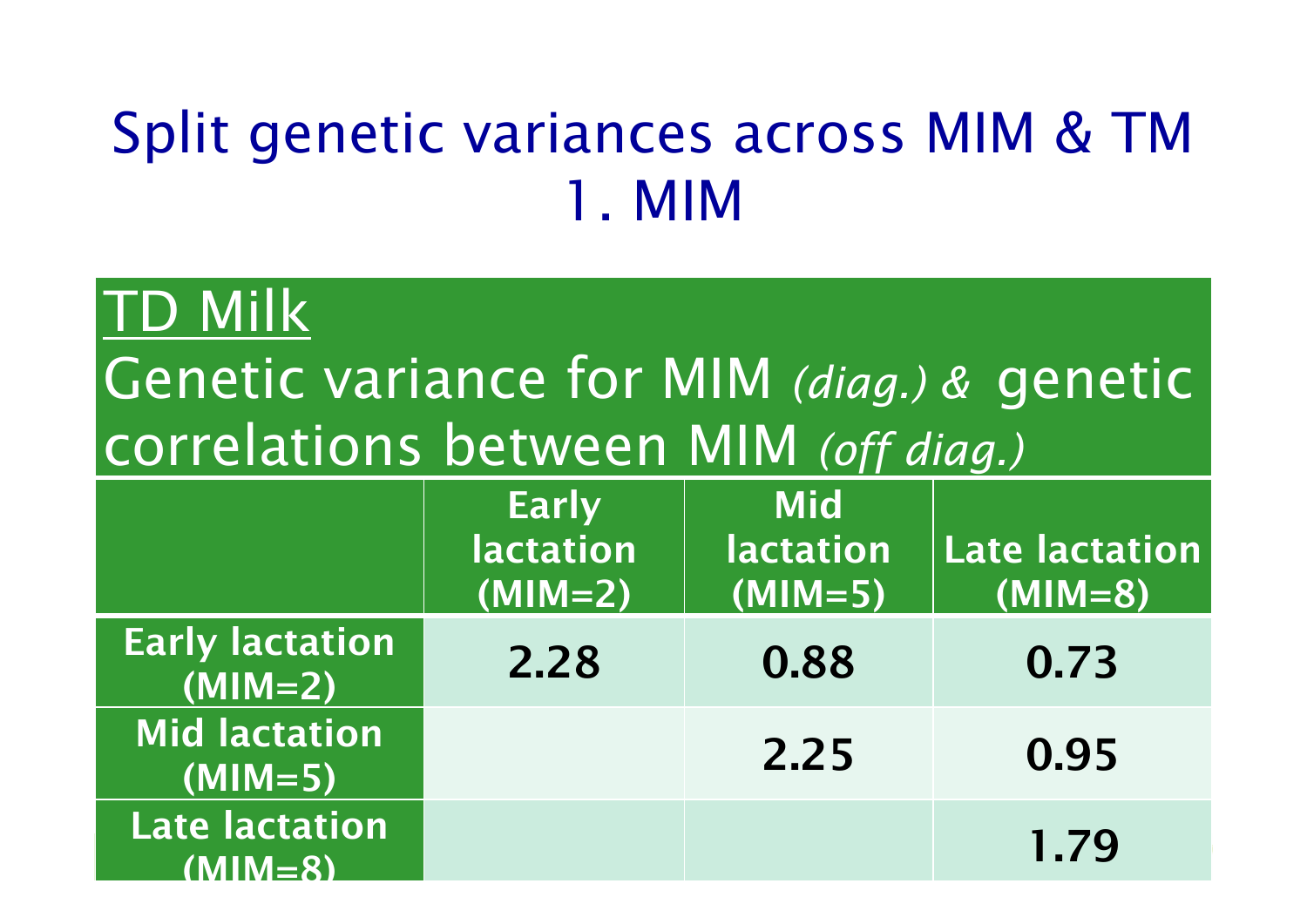# Split genetic variances across MIM & TM
## 1. MIM

**TD Milk**

Genetic variance for MIM *(diag.)* & genetic correlations between MIM *(off diag.)*

| | Early lactation (MIM=2) | Mid lactation (MIM=5) | Late lactation (MIM=8) |
|---|---|---|---|
| **Early lactation (MIM=2)** | **2.28** | **0.88** | **0.73** |
| **Mid lactation (MIM=5)** | | **2.25** | **0.95** |
| **Late lactation (MIM=8)** | | | **1.79** |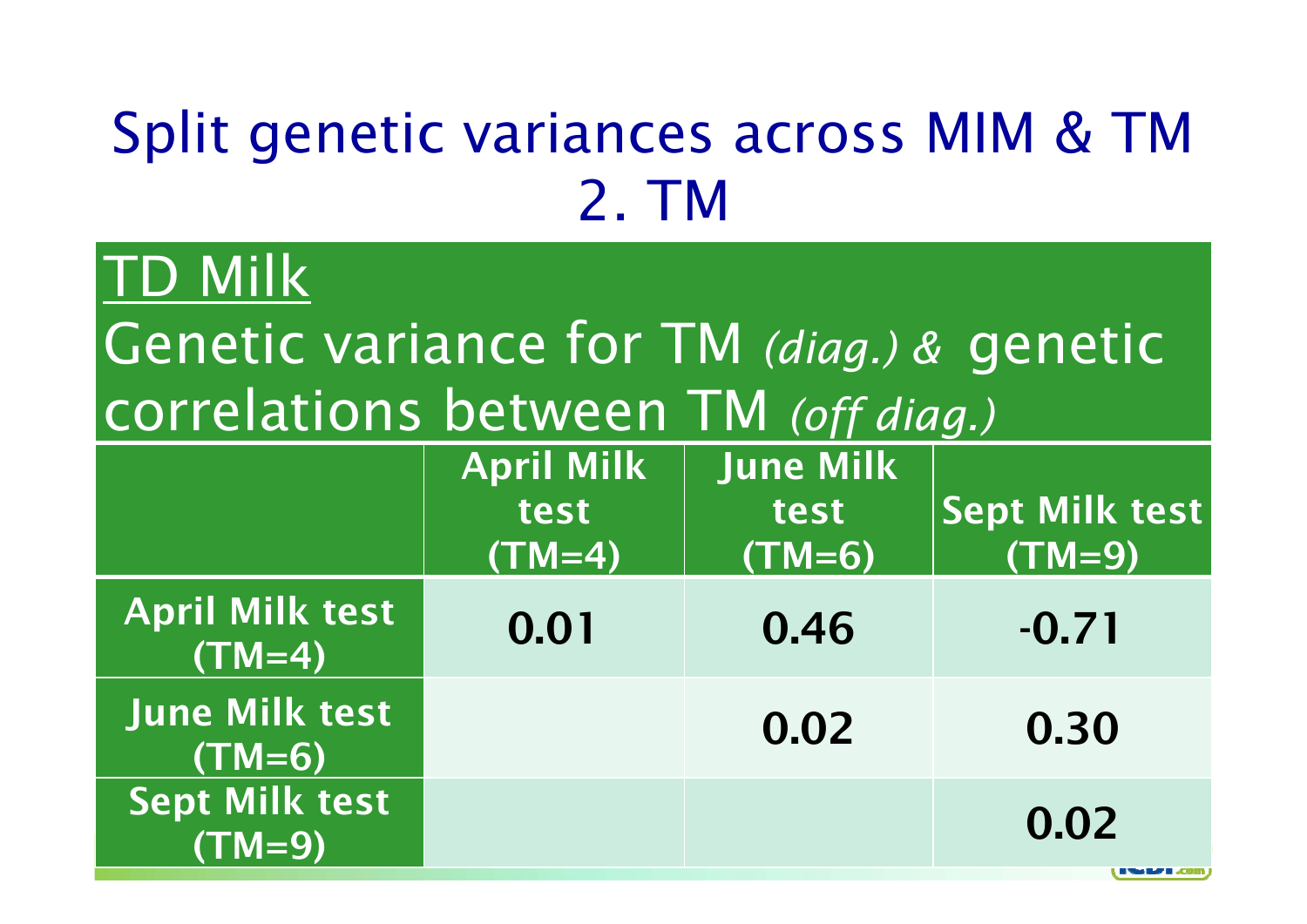# Split genetic variances across MIM & TM
## 2. TM

**TD Milk**

Genetic variance for TM *(diag.)* & genetic correlations between TM *(off diag.)*

| | April Milk test (TM=4) | June Milk test (TM=6) | Sept Milk test (TM=9) |
|---|---|---|---|
| **April Milk test (TM=4)** | **0.01** | **0.46** | **-0.71** |
| **June Milk test (TM=6)** | | **0.02** | **0.30** |
| **Sept Milk test (TM=9)** | | | **0.02** |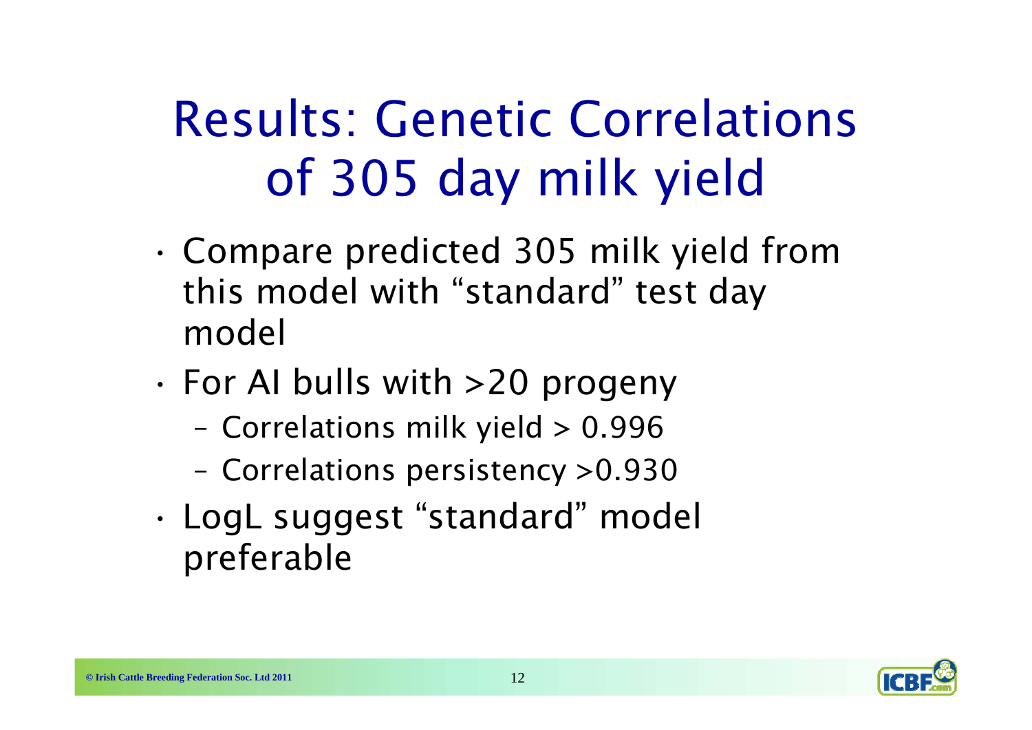# Results: Genetic Correlations of 305 day milk yield

- Compare predicted 305 milk yield from this model with "standard" test day model
- For AI bulls with >20 progeny
  - Correlations milk yield > 0.996
  - Correlations persistency >0.930
- LogL suggest "standard" model preferable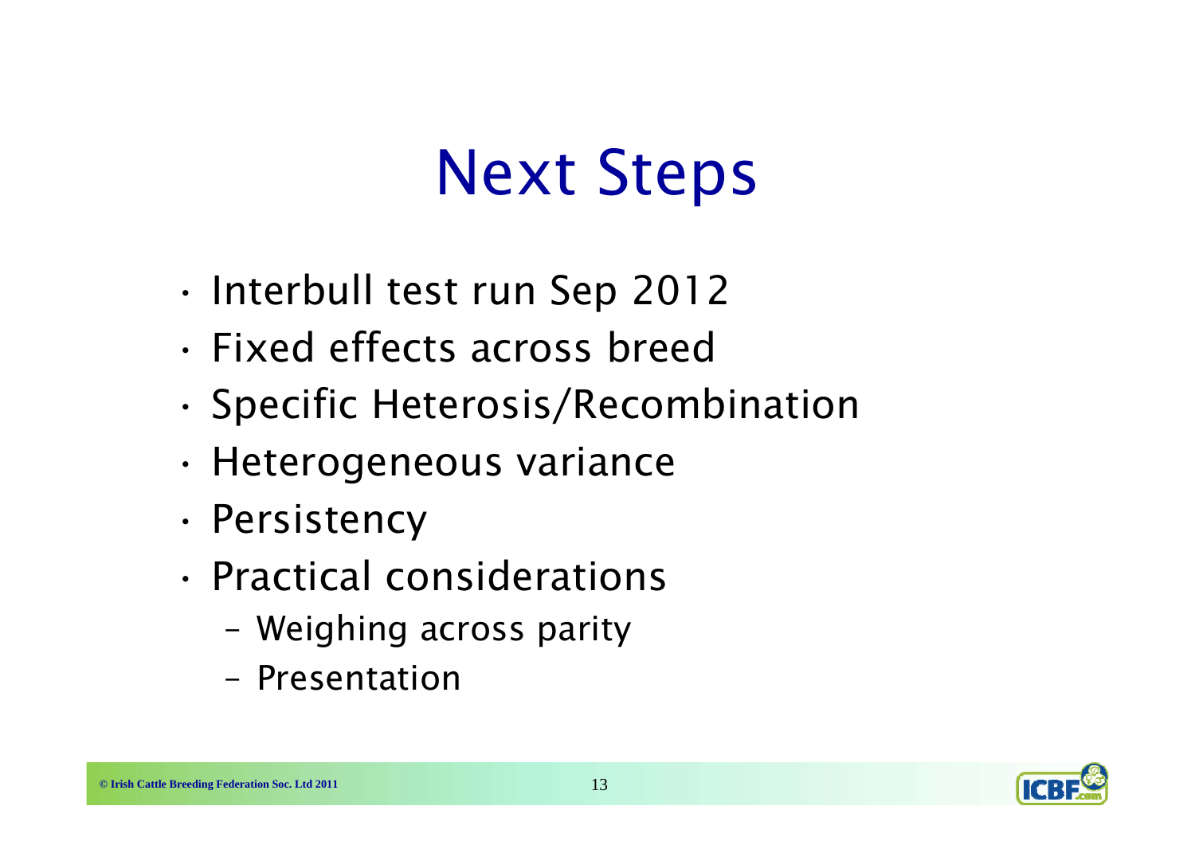# Next Steps

- Interbull test run Sep 2012
- Fixed effects across breed
- Specific Heterosis/Recombination
- Heterogeneous variance
- Persistency
- Practical considerations
  - Weighing across parity
  - Presentation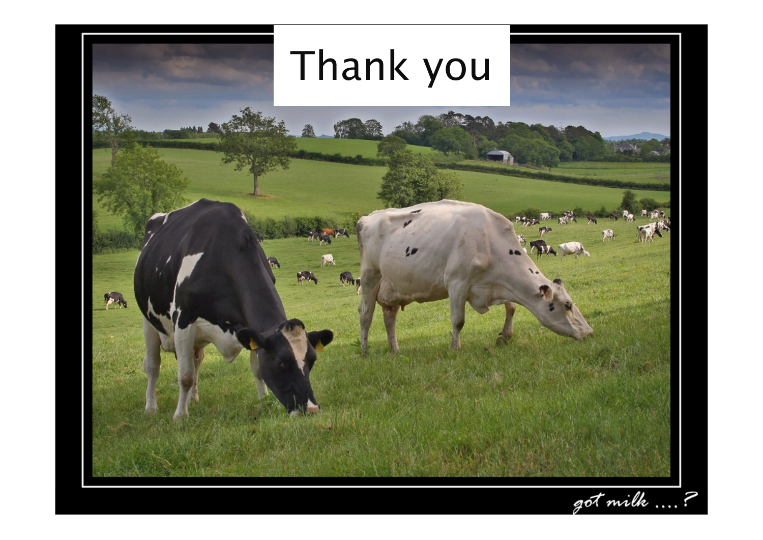# Thank you

*got milk ....?*